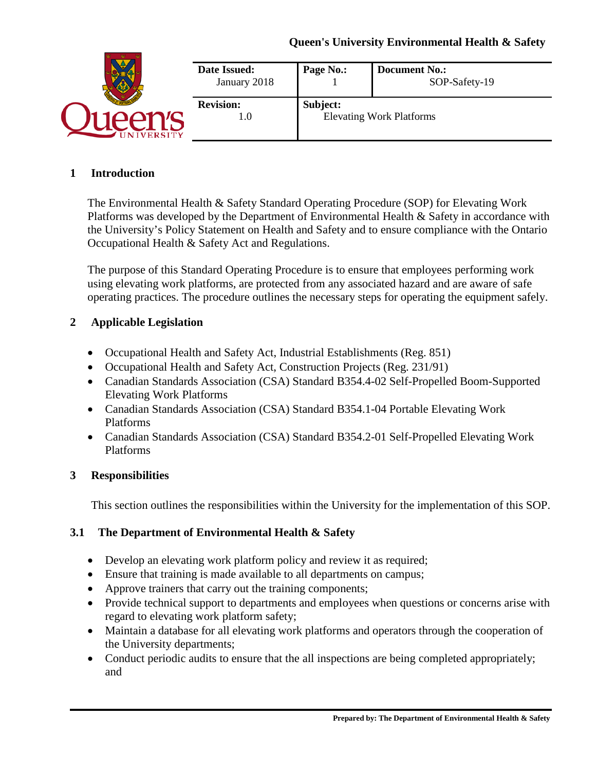Queen's University Environmental Health & Safety

| Date Issued: January 2018 | Page No.: 1 | Document No.: SOP-Safety-19 |
| --- | --- | --- |
| **Revision:** 1.0 | **Subject:** Elevating Work Platforms | |

## 1 Introduction

The Environmental Health & Safety Standard Operating Procedure (SOP) for Elevating Work Platforms was developed by the Department of Environmental Health & Safety in accordance with the University's Policy Statement on Health and Safety and to ensure compliance with the Ontario Occupational Health & Safety Act and Regulations.

The purpose of this Standard Operating Procedure is to ensure that employees performing work using elevating work platforms, are protected from any associated hazard and are aware of safe operating practices. The procedure outlines the necessary steps for operating the equipment safely.

## 2 Applicable Legislation

- Occupational Health and Safety Act, Industrial Establishments (Reg. 851)
- Occupational Health and Safety Act, Construction Projects (Reg. 231/91)
- Canadian Standards Association (CSA) Standard B354.4-02 Self-Propelled Boom-Supported Elevating Work Platforms
- Canadian Standards Association (CSA) Standard B354.1-04 Portable Elevating Work Platforms
- Canadian Standards Association (CSA) Standard B354.2-01 Self-Propelled Elevating Work Platforms

## 3 Responsibilities

This section outlines the responsibilities within the University for the implementation of this SOP.

### 3.1 The Department of Environmental Health & Safety

- Develop an elevating work platform policy and review it as required;
- Ensure that training is made available to all departments on campus;
- Approve trainers that carry out the training components;
- Provide technical support to departments and employees when questions or concerns arise with regard to elevating work platform safety;
- Maintain a database for all elevating work platforms and operators through the cooperation of the University departments;
- Conduct periodic audits to ensure that the all inspections are being completed appropriately; and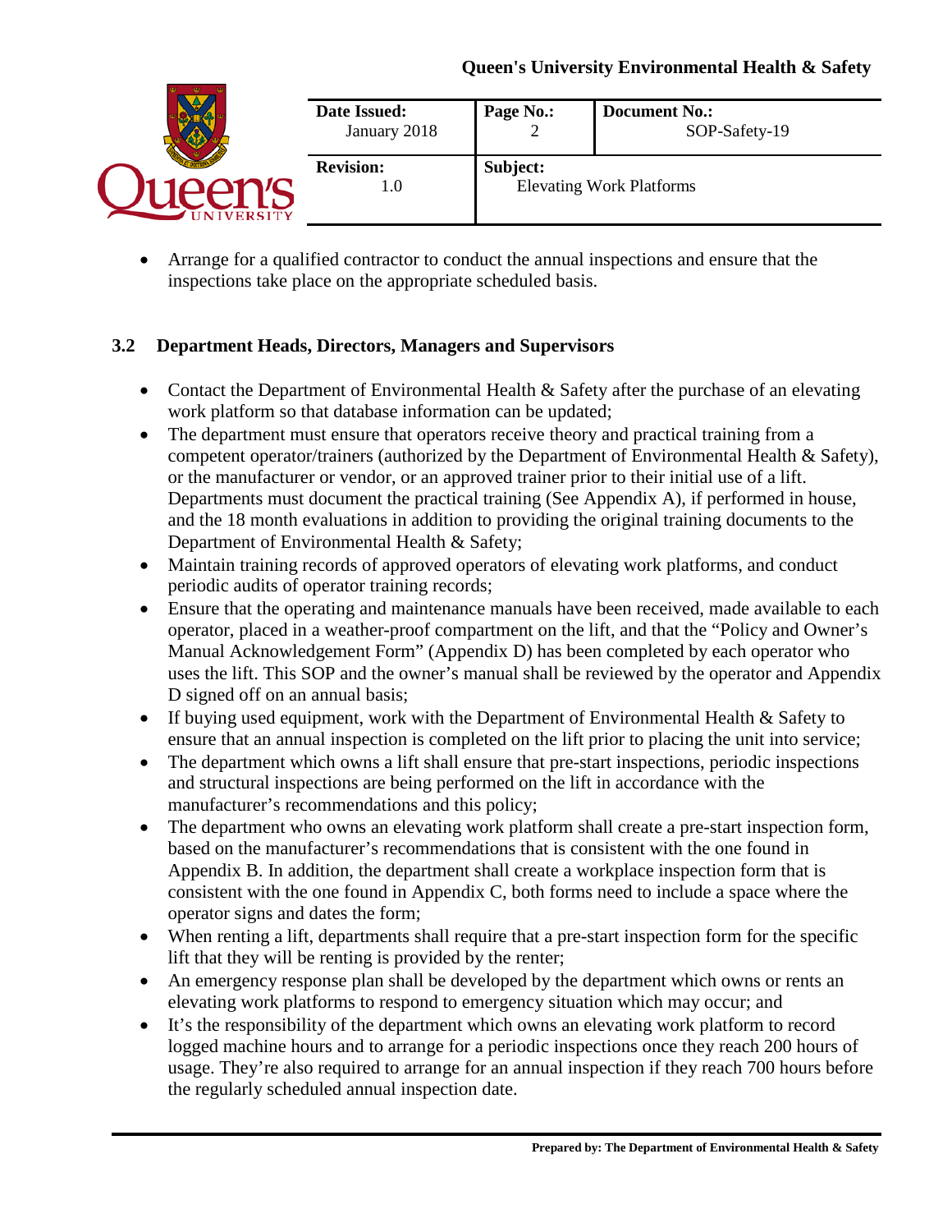- Arrange for a qualified contractor to conduct the annual inspections and ensure that the inspections take place on the appropriate scheduled basis.

### 3.2 Department Heads, Directors, Managers and Supervisors

- Contact the Department of Environmental Health & Safety after the purchase of an elevating work platform so that database information can be updated;
- The department must ensure that operators receive theory and practical training from a competent operator/trainers (authorized by the Department of Environmental Health & Safety), or the manufacturer or vendor, or an approved trainer prior to their initial use of a lift. Departments must document the practical training (See Appendix A), if performed in house, and the 18 month evaluations in addition to providing the original training documents to the Department of Environmental Health & Safety;
- Maintain training records of approved operators of elevating work platforms, and conduct periodic audits of operator training records;
- Ensure that the operating and maintenance manuals have been received, made available to each operator, placed in a weather-proof compartment on the lift, and that the "Policy and Owner's Manual Acknowledgement Form" (Appendix D) has been completed by each operator who uses the lift. This SOP and the owner's manual shall be reviewed by the operator and Appendix D signed off on an annual basis;
- If buying used equipment, work with the Department of Environmental Health & Safety to ensure that an annual inspection is completed on the lift prior to placing the unit into service;
- The department which owns a lift shall ensure that pre-start inspections, periodic inspections and structural inspections are being performed on the lift in accordance with the manufacturer's recommendations and this policy;
- The department who owns an elevating work platform shall create a pre-start inspection form, based on the manufacturer's recommendations that is consistent with the one found in Appendix B. In addition, the department shall create a workplace inspection form that is consistent with the one found in Appendix C, both forms need to include a space where the operator signs and dates the form;
- When renting a lift, departments shall require that a pre-start inspection form for the specific lift that they will be renting is provided by the renter;
- An emergency response plan shall be developed by the department which owns or rents an elevating work platforms to respond to emergency situation which may occur; and
- It's the responsibility of the department which owns an elevating work platform to record logged machine hours and to arrange for a periodic inspections once they reach 200 hours of usage. They're also required to arrange for an annual inspection if they reach 700 hours before the regularly scheduled annual inspection date.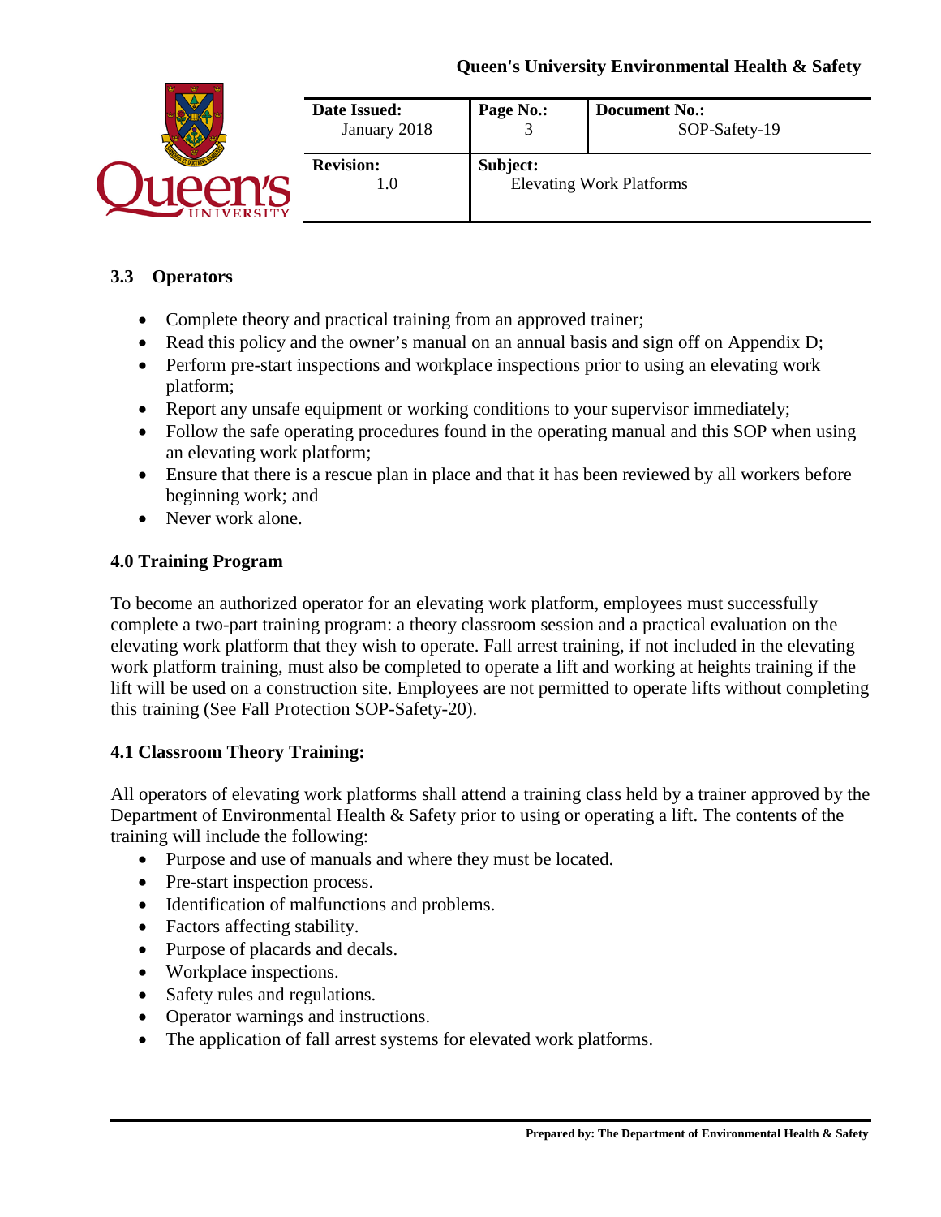### 3.3 Operators

- Complete theory and practical training from an approved trainer;
- Read this policy and the owner's manual on an annual basis and sign off on Appendix D;
- Perform pre-start inspections and workplace inspections prior to using an elevating work platform;
- Report any unsafe equipment or working conditions to your supervisor immediately;
- Follow the safe operating procedures found in the operating manual and this SOP when using an elevating work platform;
- Ensure that there is a rescue plan in place and that it has been reviewed by all workers before beginning work; and
- Never work alone.

## 4.0 Training Program

To become an authorized operator for an elevating work platform, employees must successfully complete a two-part training program: a theory classroom session and a practical evaluation on the elevating work platform that they wish to operate. Fall arrest training, if not included in the elevating work platform training, must also be completed to operate a lift and working at heights training if the lift will be used on a construction site. Employees are not permitted to operate lifts without completing this training (See Fall Protection SOP-Safety-20).

### 4.1 Classroom Theory Training:

All operators of elevating work platforms shall attend a training class held by a trainer approved by the Department of Environmental Health & Safety prior to using or operating a lift. The contents of the training will include the following:

- Purpose and use of manuals and where they must be located.
- Pre-start inspection process.
- Identification of malfunctions and problems.
- Factors affecting stability.
- Purpose of placards and decals.
- Workplace inspections.
- Safety rules and regulations.
- Operator warnings and instructions.
- The application of fall arrest systems for elevated work platforms.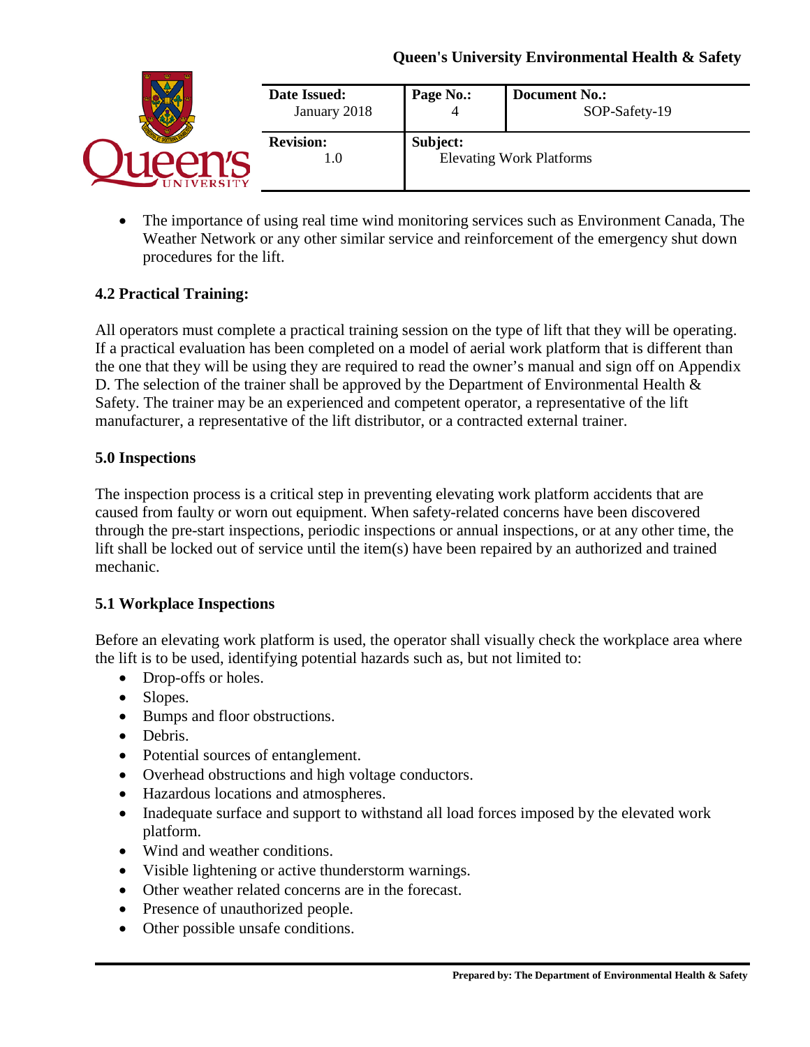- The importance of using real time wind monitoring services such as Environment Canada, The Weather Network or any other similar service and reinforcement of the emergency shut down procedures for the lift.

### 4.2 Practical Training:

All operators must complete a practical training session on the type of lift that they will be operating. If a practical evaluation has been completed on a model of aerial work platform that is different than the one that they will be using they are required to read the owner's manual and sign off on Appendix D. The selection of the trainer shall be approved by the Department of Environmental Health & Safety. The trainer may be an experienced and competent operator, a representative of the lift manufacturer, a representative of the lift distributor, or a contracted external trainer.

## 5.0 Inspections

The inspection process is a critical step in preventing elevating work platform accidents that are caused from faulty or worn out equipment. When safety-related concerns have been discovered through the pre-start inspections, periodic inspections or annual inspections, or at any other time, the lift shall be locked out of service until the item(s) have been repaired by an authorized and trained mechanic.

### 5.1 Workplace Inspections

Before an elevating work platform is used, the operator shall visually check the workplace area where the lift is to be used, identifying potential hazards such as, but not limited to:

- Drop-offs or holes.
- Slopes.
- Bumps and floor obstructions.
- Debris.
- Potential sources of entanglement.
- Overhead obstructions and high voltage conductors.
- Hazardous locations and atmospheres.
- Inadequate surface and support to withstand all load forces imposed by the elevated work platform.
- Wind and weather conditions.
- Visible lightening or active thunderstorm warnings.
- Other weather related concerns are in the forecast.
- Presence of unauthorized people.
- Other possible unsafe conditions.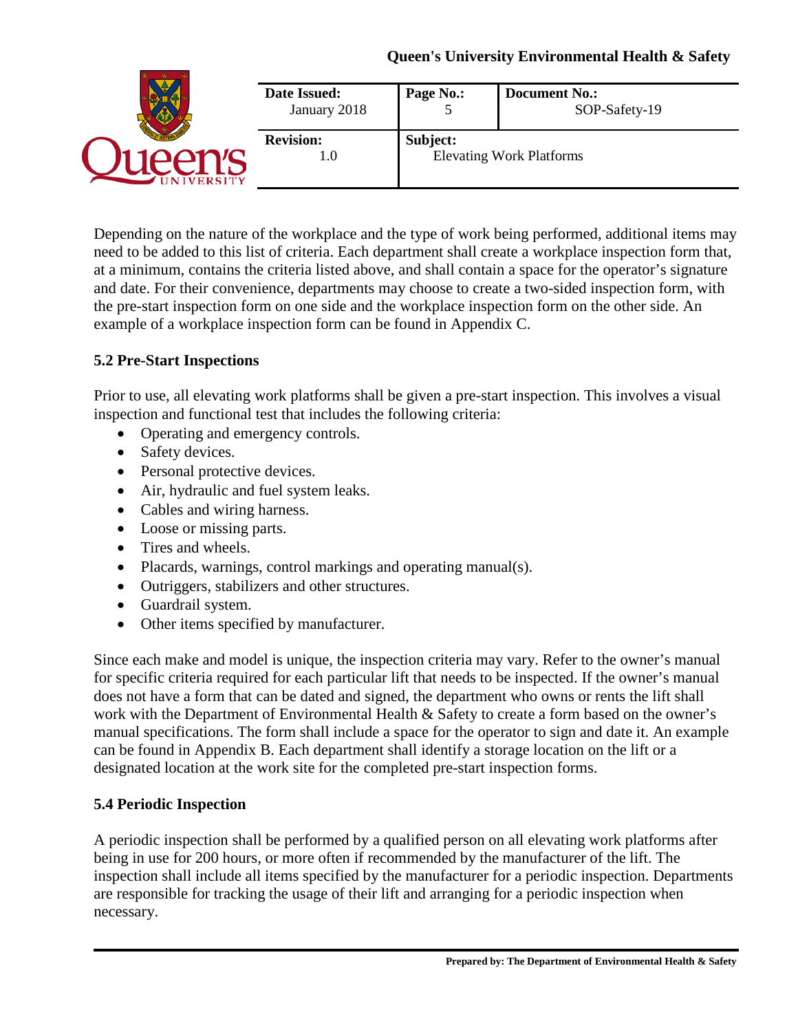Depending on the nature of the workplace and the type of work being performed, additional items may need to be added to this list of criteria. Each department shall create a workplace inspection form that, at a minimum, contains the criteria listed above, and shall contain a space for the operator's signature and date. For their convenience, departments may choose to create a two-sided inspection form, with the pre-start inspection form on one side and the workplace inspection form on the other side. An example of a workplace inspection form can be found in Appendix C.

### 5.2 Pre-Start Inspections

Prior to use, all elevating work platforms shall be given a pre-start inspection. This involves a visual inspection and functional test that includes the following criteria:

- Operating and emergency controls.
- Safety devices.
- Personal protective devices.
- Air, hydraulic and fuel system leaks.
- Cables and wiring harness.
- Loose or missing parts.
- Tires and wheels.
- Placards, warnings, control markings and operating manual(s).
- Outriggers, stabilizers and other structures.
- Guardrail system.
- Other items specified by manufacturer.

Since each make and model is unique, the inspection criteria may vary. Refer to the owner's manual for specific criteria required for each particular lift that needs to be inspected. If the owner's manual does not have a form that can be dated and signed, the department who owns or rents the lift shall work with the Department of Environmental Health & Safety to create a form based on the owner's manual specifications. The form shall include a space for the operator to sign and date it. An example can be found in Appendix B. Each department shall identify a storage location on the lift or a designated location at the work site for the completed pre-start inspection forms.

### 5.4 Periodic Inspection

A periodic inspection shall be performed by a qualified person on all elevating work platforms after being in use for 200 hours, or more often if recommended by the manufacturer of the lift. The inspection shall include all items specified by the manufacturer for a periodic inspection. Departments are responsible for tracking the usage of their lift and arranging for a periodic inspection when necessary.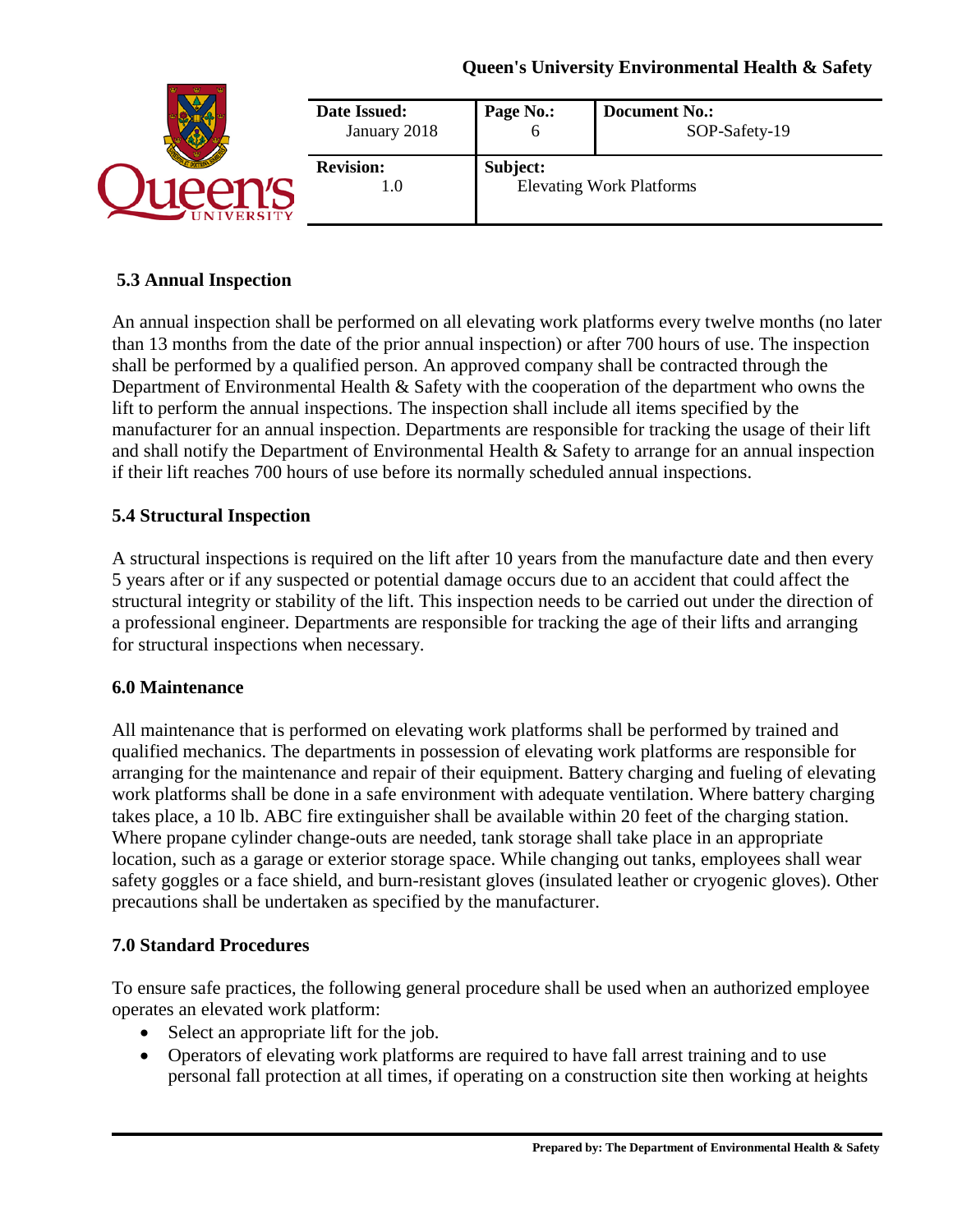### 5.3 Annual Inspection

An annual inspection shall be performed on all elevating work platforms every twelve months (no later than 13 months from the date of the prior annual inspection) or after 700 hours of use. The inspection shall be performed by a qualified person. An approved company shall be contracted through the Department of Environmental Health & Safety with the cooperation of the department who owns the lift to perform the annual inspections. The inspection shall include all items specified by the manufacturer for an annual inspection. Departments are responsible for tracking the usage of their lift and shall notify the Department of Environmental Health & Safety to arrange for an annual inspection if their lift reaches 700 hours of use before its normally scheduled annual inspections.

### 5.4 Structural Inspection

A structural inspections is required on the lift after 10 years from the manufacture date and then every 5 years after or if any suspected or potential damage occurs due to an accident that could affect the structural integrity or stability of the lift. This inspection needs to be carried out under the direction of a professional engineer. Departments are responsible for tracking the age of their lifts and arranging for structural inspections when necessary.

## 6.0 Maintenance

All maintenance that is performed on elevating work platforms shall be performed by trained and qualified mechanics. The departments in possession of elevating work platforms are responsible for arranging for the maintenance and repair of their equipment. Battery charging and fueling of elevating work platforms shall be done in a safe environment with adequate ventilation. Where battery charging takes place, a 10 lb. ABC fire extinguisher shall be available within 20 feet of the charging station. Where propane cylinder change-outs are needed, tank storage shall take place in an appropriate location, such as a garage or exterior storage space. While changing out tanks, employees shall wear safety goggles or a face shield, and burn-resistant gloves (insulated leather or cryogenic gloves). Other precautions shall be undertaken as specified by the manufacturer.

## 7.0 Standard Procedures

To ensure safe practices, the following general procedure shall be used when an authorized employee operates an elevated work platform:

- Select an appropriate lift for the job.
- Operators of elevating work platforms are required to have fall arrest training and to use personal fall protection at all times, if operating on a construction site then working at heights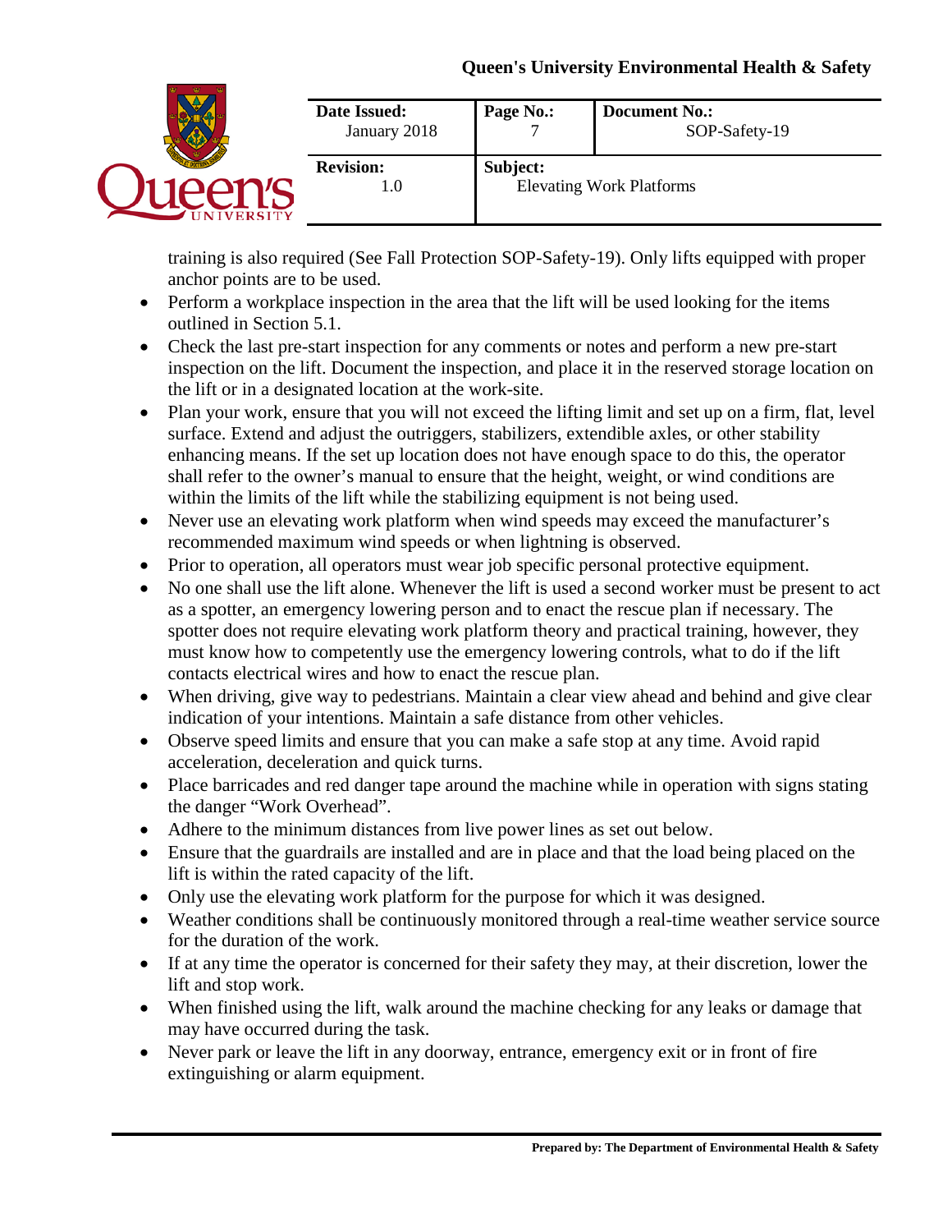training is also required (See Fall Protection SOP-Safety-19). Only lifts equipped with proper anchor points are to be used.

- Perform a workplace inspection in the area that the lift will be used looking for the items outlined in Section 5.1.
- Check the last pre-start inspection for any comments or notes and perform a new pre-start inspection on the lift. Document the inspection, and place it in the reserved storage location on the lift or in a designated location at the work-site.
- Plan your work, ensure that you will not exceed the lifting limit and set up on a firm, flat, level surface. Extend and adjust the outriggers, stabilizers, extendible axles, or other stability enhancing means. If the set up location does not have enough space to do this, the operator shall refer to the owner's manual to ensure that the height, weight, or wind conditions are within the limits of the lift while the stabilizing equipment is not being used.
- Never use an elevating work platform when wind speeds may exceed the manufacturer's recommended maximum wind speeds or when lightning is observed.
- Prior to operation, all operators must wear job specific personal protective equipment.
- No one shall use the lift alone. Whenever the lift is used a second worker must be present to act as a spotter, an emergency lowering person and to enact the rescue plan if necessary. The spotter does not require elevating work platform theory and practical training, however, they must know how to competently use the emergency lowering controls, what to do if the lift contacts electrical wires and how to enact the rescue plan.
- When driving, give way to pedestrians. Maintain a clear view ahead and behind and give clear indication of your intentions. Maintain a safe distance from other vehicles.
- Observe speed limits and ensure that you can make a safe stop at any time. Avoid rapid acceleration, deceleration and quick turns.
- Place barricades and red danger tape around the machine while in operation with signs stating the danger "Work Overhead".
- Adhere to the minimum distances from live power lines as set out below.
- Ensure that the guardrails are installed and are in place and that the load being placed on the lift is within the rated capacity of the lift.
- Only use the elevating work platform for the purpose for which it was designed.
- Weather conditions shall be continuously monitored through a real-time weather service source for the duration of the work.
- If at any time the operator is concerned for their safety they may, at their discretion, lower the lift and stop work.
- When finished using the lift, walk around the machine checking for any leaks or damage that may have occurred during the task.
- Never park or leave the lift in any doorway, entrance, emergency exit or in front of fire extinguishing or alarm equipment.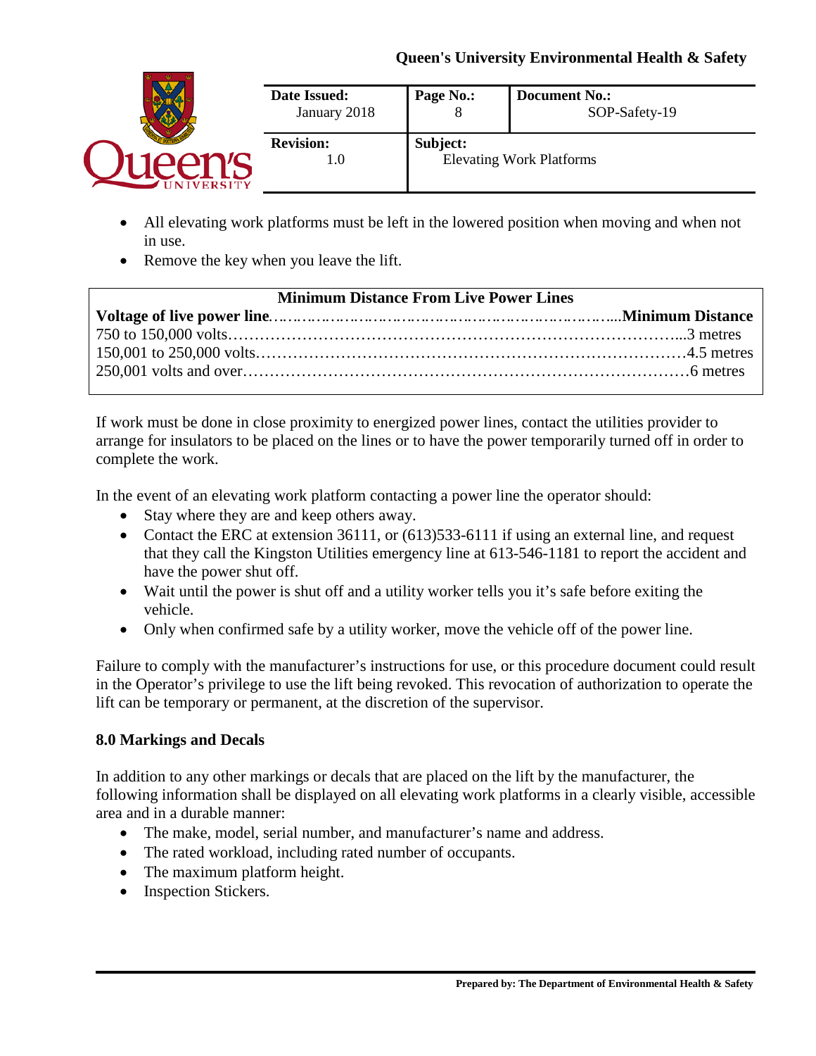- All elevating work platforms must be left in the lowered position when moving and when not in use.
- Remove the key when you leave the lift.

| Minimum Distance From Live Power Lines | |
|---|---|
| **Voltage of live power line** | **Minimum Distance** |
| 750 to 150,000 volts | 3 metres |
| 150,001 to 250,000 volts | 4.5 metres |
| 250,001 volts and over | 6 metres |

If work must be done in close proximity to energized power lines, contact the utilities provider to arrange for insulators to be placed on the lines or to have the power temporarily turned off in order to complete the work.

In the event of an elevating work platform contacting a power line the operator should:

- Stay where they are and keep others away.
- Contact the ERC at extension 36111, or (613)533-6111 if using an external line, and request that they call the Kingston Utilities emergency line at 613-546-1181 to report the accident and have the power shut off.
- Wait until the power is shut off and a utility worker tells you it's safe before exiting the vehicle.
- Only when confirmed safe by a utility worker, move the vehicle off of the power line.

Failure to comply with the manufacturer's instructions for use, or this procedure document could result in the Operator's privilege to use the lift being revoked. This revocation of authorization to operate the lift can be temporary or permanent, at the discretion of the supervisor.

## 8.0 Markings and Decals

In addition to any other markings or decals that are placed on the lift by the manufacturer, the following information shall be displayed on all elevating work platforms in a clearly visible, accessible area and in a durable manner:

- The make, model, serial number, and manufacturer's name and address.
- The rated workload, including rated number of occupants.
- The maximum platform height.
- Inspection Stickers.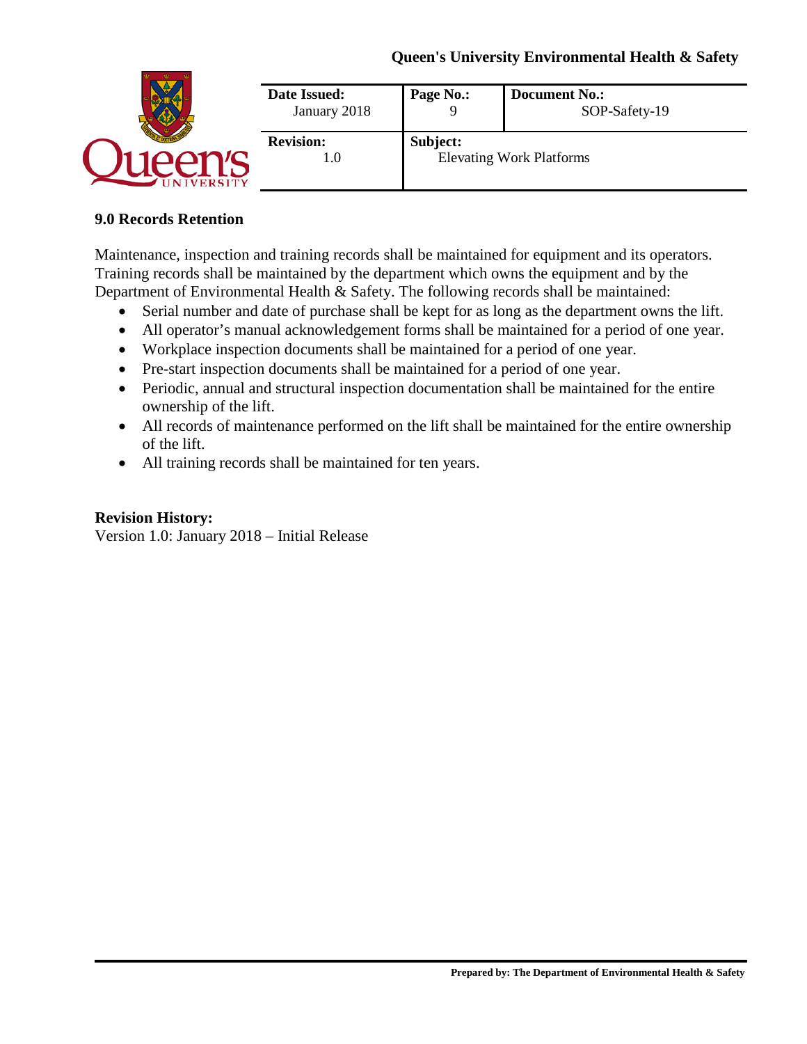## 9.0 Records Retention

Maintenance, inspection and training records shall be maintained for equipment and its operators. Training records shall be maintained by the department which owns the equipment and by the Department of Environmental Health & Safety. The following records shall be maintained:

- Serial number and date of purchase shall be kept for as long as the department owns the lift.
- All operator's manual acknowledgement forms shall be maintained for a period of one year.
- Workplace inspection documents shall be maintained for a period of one year.
- Pre-start inspection documents shall be maintained for a period of one year.
- Periodic, annual and structural inspection documentation shall be maintained for the entire ownership of the lift.
- All records of maintenance performed on the lift shall be maintained for the entire ownership of the lift.
- All training records shall be maintained for ten years.

**Revision History:**
Version 1.0: January 2018 – Initial Release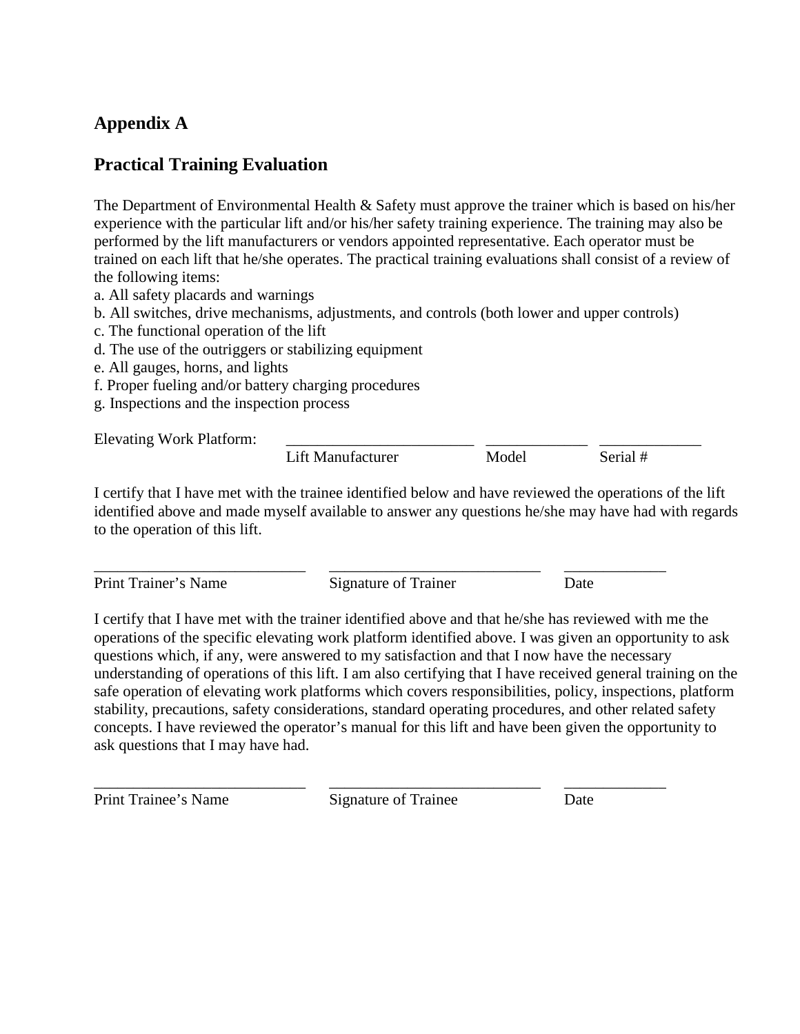# Appendix A

## Practical Training Evaluation

The Department of Environmental Health & Safety must approve the trainer which is based on his/her experience with the particular lift and/or his/her safety training experience. The training may also be performed by the lift manufacturers or vendors appointed representative. Each operator must be trained on each lift that he/she operates. The practical training evaluations shall consist of a review of the following items:

a. All safety placards and warnings
b. All switches, drive mechanisms, adjustments, and controls (both lower and upper controls)
c. The functional operation of the lift
d. The use of the outriggers or stabilizing equipment
e. All gauges, horns, and lights
f. Proper fueling and/or battery charging procedures
g. Inspections and the inspection process

Elevating Work Platform: ________________________ _____________ _____________
Lift Manufacturer Model Serial #

I certify that I have met with the trainee identified below and have reviewed the operations of the lift identified above and made myself available to answer any questions he/she may have had with regards to the operation of this lift.

___________________________ ___________________________ _____________
Print Trainer's Name Signature of Trainer Date

I certify that I have met with the trainer identified above and that he/she has reviewed with me the operations of the specific elevating work platform identified above. I was given an opportunity to ask questions which, if any, were answered to my satisfaction and that I now have the necessary understanding of operations of this lift. I am also certifying that I have received general training on the safe operation of elevating work platforms which covers responsibilities, policy, inspections, platform stability, precautions, safety considerations, standard operating procedures, and other related safety concepts. I have reviewed the operator's manual for this lift and have been given the opportunity to ask questions that I may have had.

___________________________ ___________________________ _____________
Print Trainee's Name Signature of Trainee Date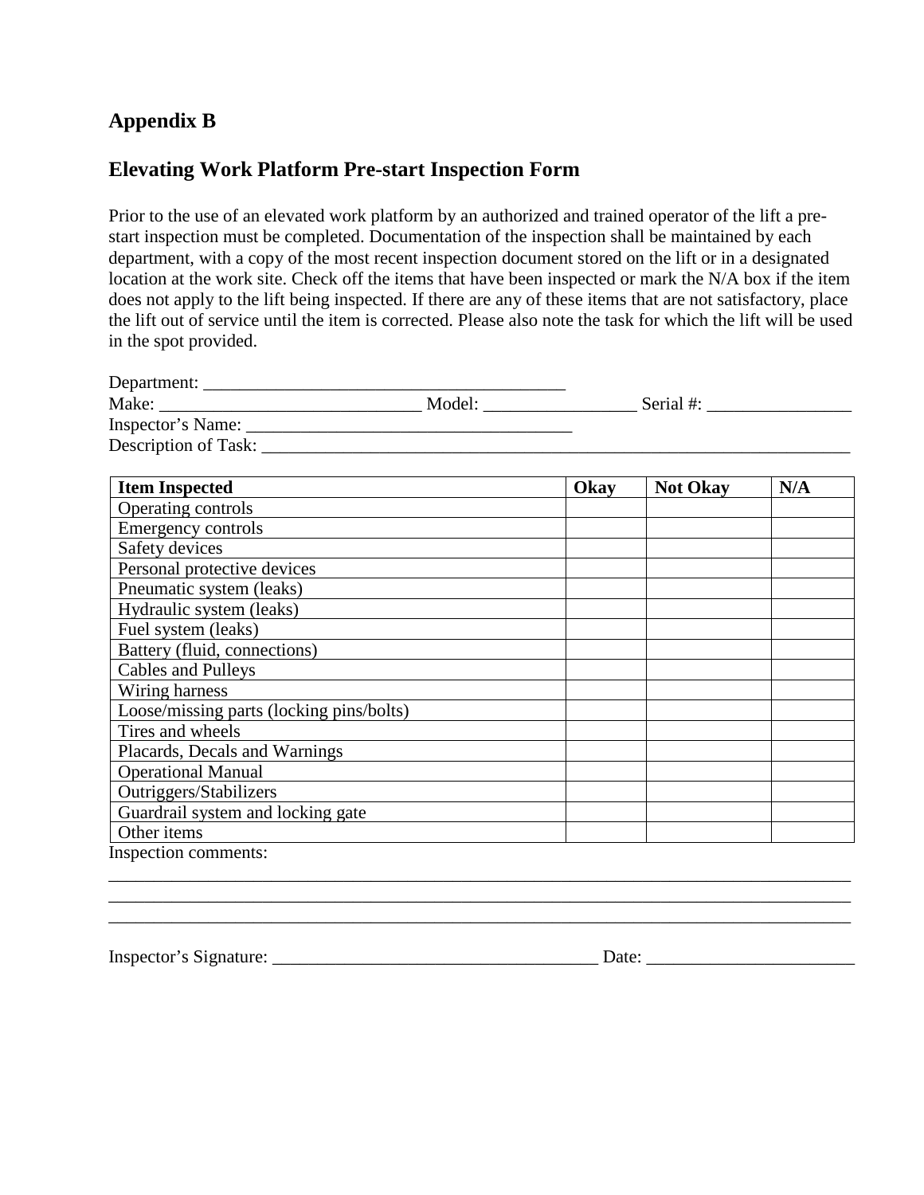## Appendix B

## Elevating Work Platform Pre-start Inspection Form

Prior to the use of an elevated work platform by an authorized and trained operator of the lift a pre-start inspection must be completed. Documentation of the inspection shall be maintained by each department, with a copy of the most recent inspection document stored on the lift or in a designated location at the work site. Check off the items that have been inspected or mark the N/A box if the item does not apply to the lift being inspected. If there are any of these items that are not satisfactory, place the lift out of service until the item is corrected. Please also note the task for which the lift will be used in the spot provided.

Department: ________________________________________

Make: ____________________________ Model: ________________ Serial #: ________________

Inspector's Name: ____________________________________

Description of Task: ____________________________________________________________________

| Item Inspected | Okay | Not Okay | N/A |
|---|---|---|---|
| Operating controls | | | |
| Emergency controls | | | |
| Safety devices | | | |
| Personal protective devices | | | |
| Pneumatic system (leaks) | | | |
| Hydraulic system (leaks) | | | |
| Fuel system (leaks) | | | |
| Battery (fluid, connections) | | | |
| Cables and Pulleys | | | |
| Wiring harness | | | |
| Loose/missing parts (locking pins/bolts) | | | |
| Tires and wheels | | | |
| Placards, Decals and Warnings | | | |
| Operational Manual | | | |
| Outriggers/Stabilizers | | | |
| Guardrail system and locking gate | | | |
| Other items | | | |

Inspection comments:

_____________________________________________________________________________________

_____________________________________________________________________________________

_____________________________________________________________________________________

Inspector's Signature: ____________________________________ Date: _______________________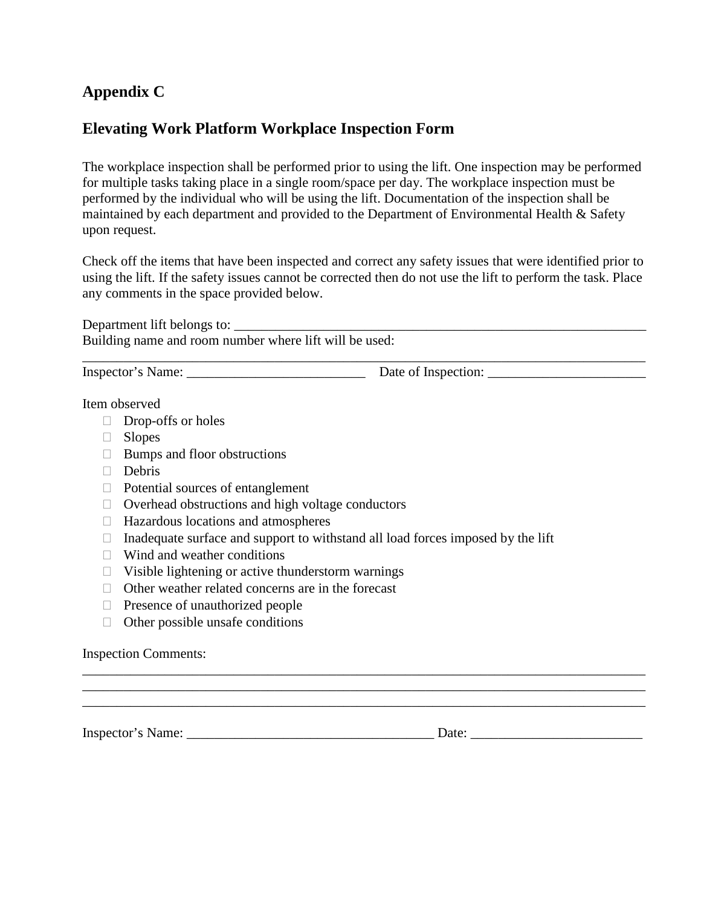## Appendix C

## Elevating Work Platform Workplace Inspection Form

The workplace inspection shall be performed prior to using the lift. One inspection may be performed for multiple tasks taking place in a single room/space per day. The workplace inspection must be performed by the individual who will be using the lift. Documentation of the inspection shall be maintained by each department and provided to the Department of Environmental Health & Safety upon request.

Check off the items that have been inspected and correct any safety issues that were identified prior to using the lift. If the safety issues cannot be corrected then do not use the lift to perform the task. Place any comments in the space provided below.

Department lift belongs to: ________________________________________________________________

Building name and room number where lift will be used:

______________________________________________________________________________________

Inspector's Name: __________________________ Date of Inspection: _______________________

Item observed

- ☐ Drop-offs or holes
- ☐ Slopes
- ☐ Bumps and floor obstructions
- ☐ Debris
- ☐ Potential sources of entanglement
- ☐ Overhead obstructions and high voltage conductors
- ☐ Hazardous locations and atmospheres
- ☐ Inadequate surface and support to withstand all load forces imposed by the lift
- ☐ Wind and weather conditions
- ☐ Visible lightening or active thunderstorm warnings
- ☐ Other weather related concerns are in the forecast
- ☐ Presence of unauthorized people
- ☐ Other possible unsafe conditions

Inspection Comments:

______________________________________________________________________________________

______________________________________________________________________________________

______________________________________________________________________________________

Inspector's Name: ____________________________________ Date: _________________________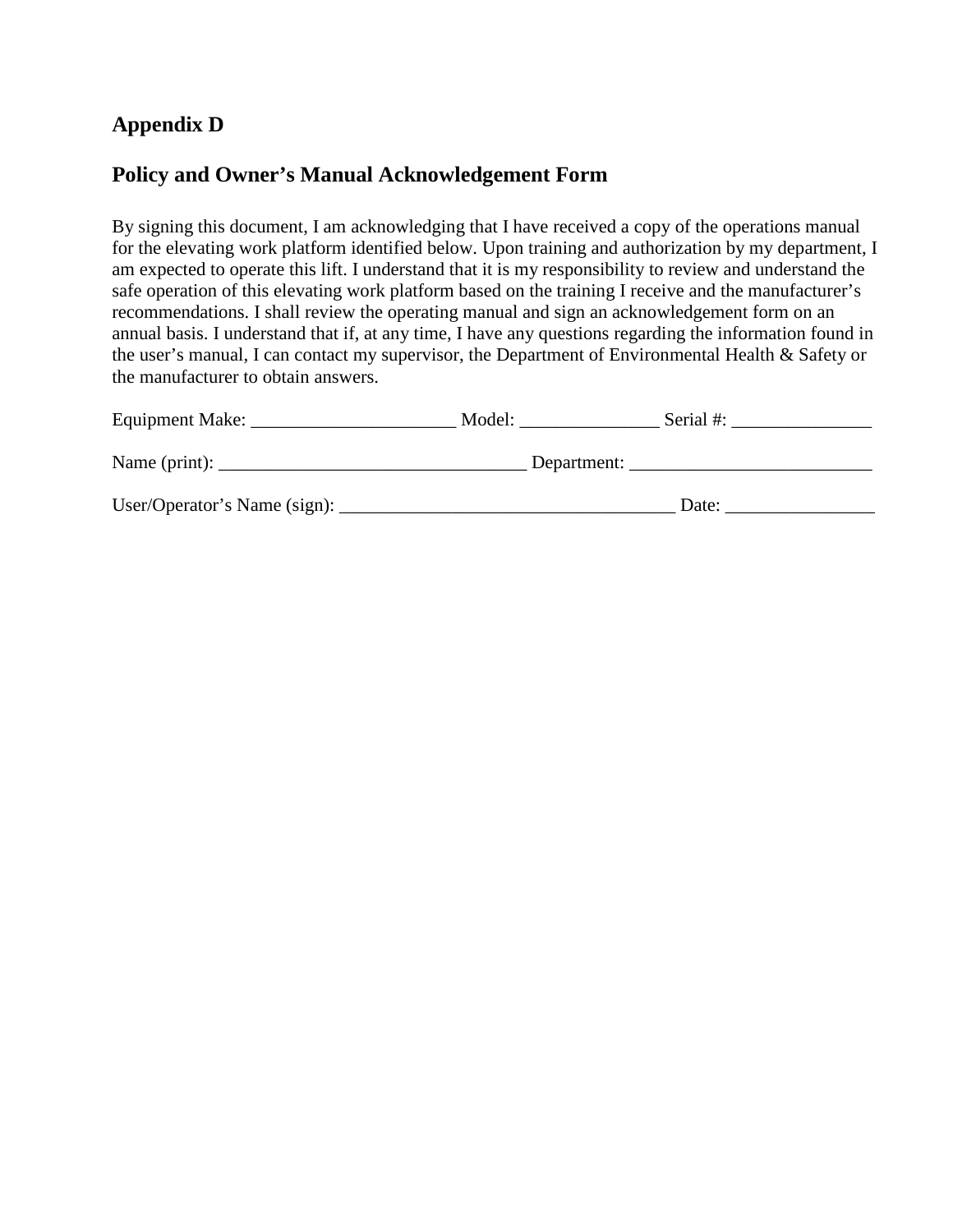## Appendix D

## Policy and Owner's Manual Acknowledgement Form

By signing this document, I am acknowledging that I have received a copy of the operations manual for the elevating work platform identified below. Upon training and authorization by my department, I am expected to operate this lift. I understand that it is my responsibility to review and understand the safe operation of this elevating work platform based on the training I receive and the manufacturer's recommendations. I shall review the operating manual and sign an acknowledgement form on an annual basis. I understand that if, at any time, I have any questions regarding the information found in the user's manual, I can contact my supervisor, the Department of Environmental Health & Safety or the manufacturer to obtain answers.

Equipment Make: ______________________ Model: _______________ Serial #: _______________

Name (print): _________________________________ Department: __________________________

User/Operator's Name (sign): ____________________________________ Date: ________________